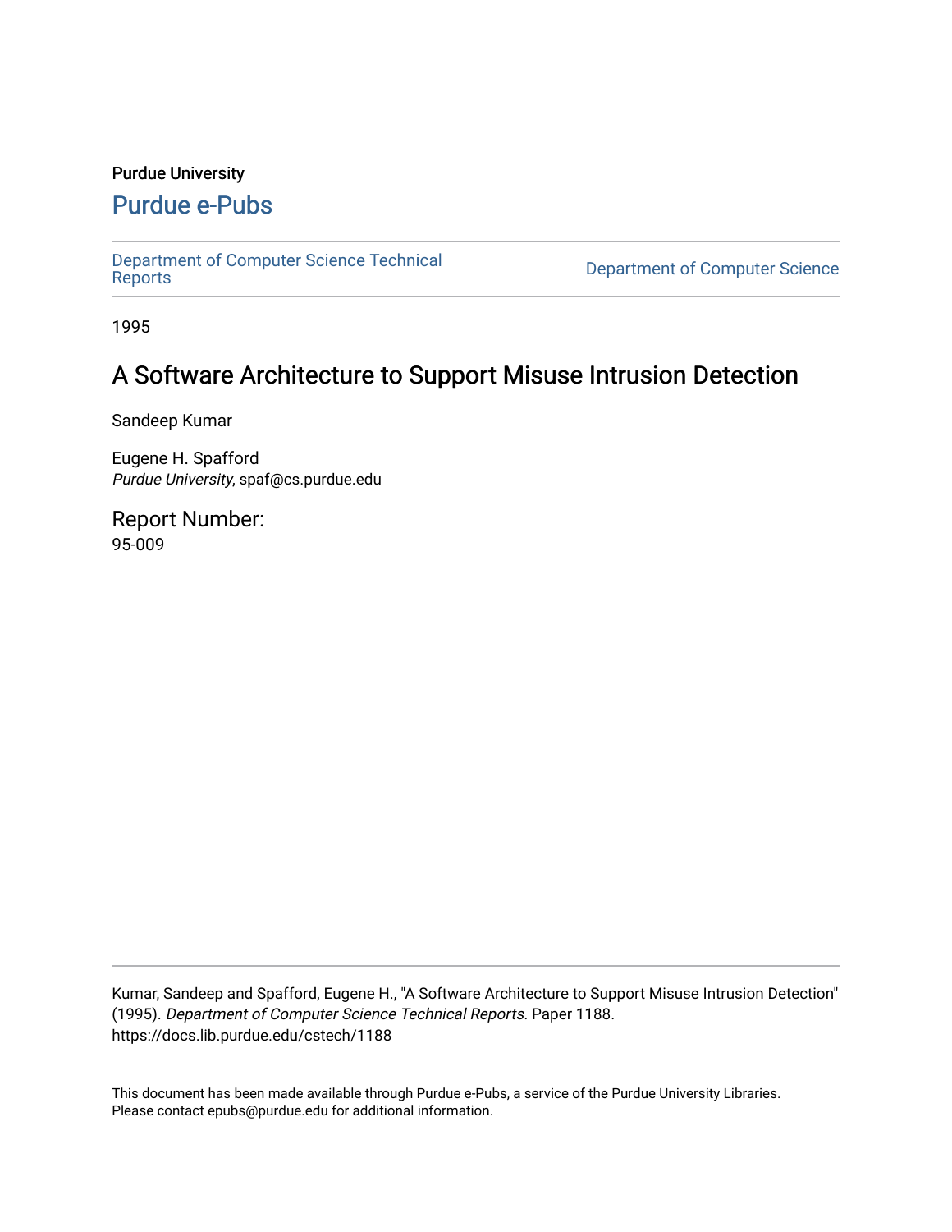Purdue University

# Purdue e-Pubs

Department of Computer Science Technical Reports

Department of Computer Science

1995

## A Software Architecture to Support Misuse Intrusion Detection

Sandeep Kumar

Eugene H. Spafford
*Purdue University*, spaf@cs.purdue.edu

Report Number:
95-009

Kumar, Sandeep and Spafford, Eugene H., "A Software Architecture to Support Misuse Intrusion Detection" (1995). *Department of Computer Science Technical Reports.* Paper 1188.
https://docs.lib.purdue.edu/cstech/1188

This document has been made available through Purdue e-Pubs, a service of the Purdue University Libraries.
Please contact epubs@purdue.edu for additional information.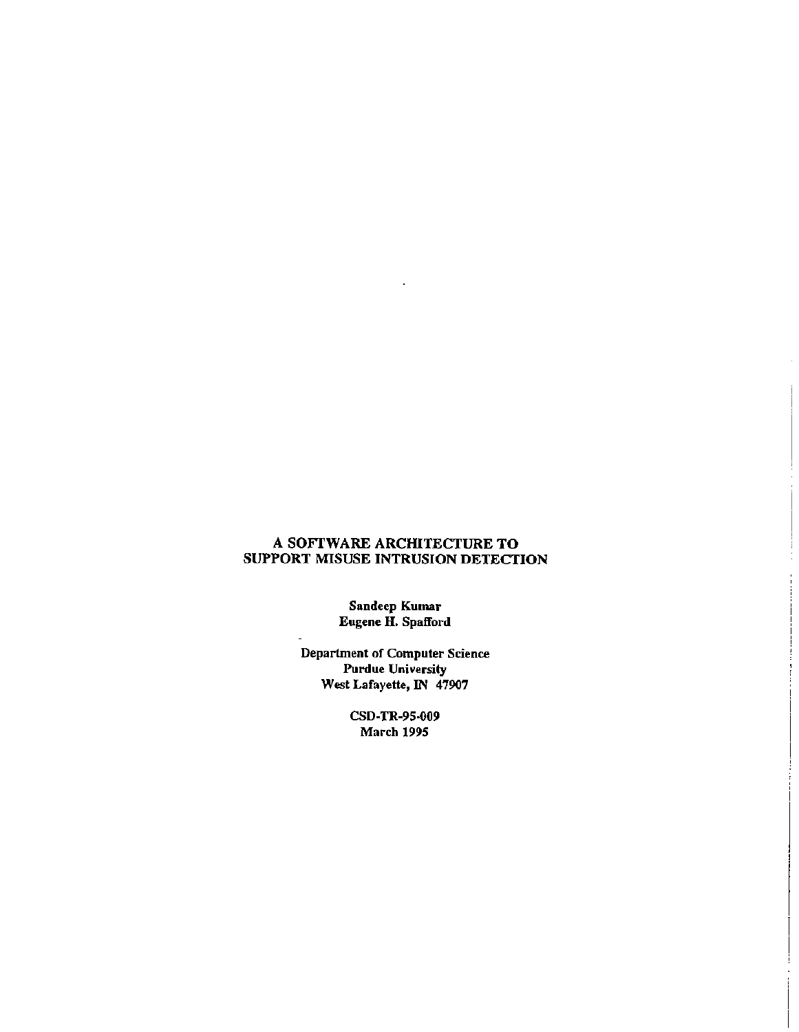# A SOFTWARE ARCHITECTURE TO SUPPORT MISUSE INTRUSION DETECTION

**Sandeep Kumar**
**Eugene H. Spafford**

**Department of Computer Science**
**Purdue University**
**West Lafayette, IN 47907**

**CSD-TR-95-009**
**March 1995**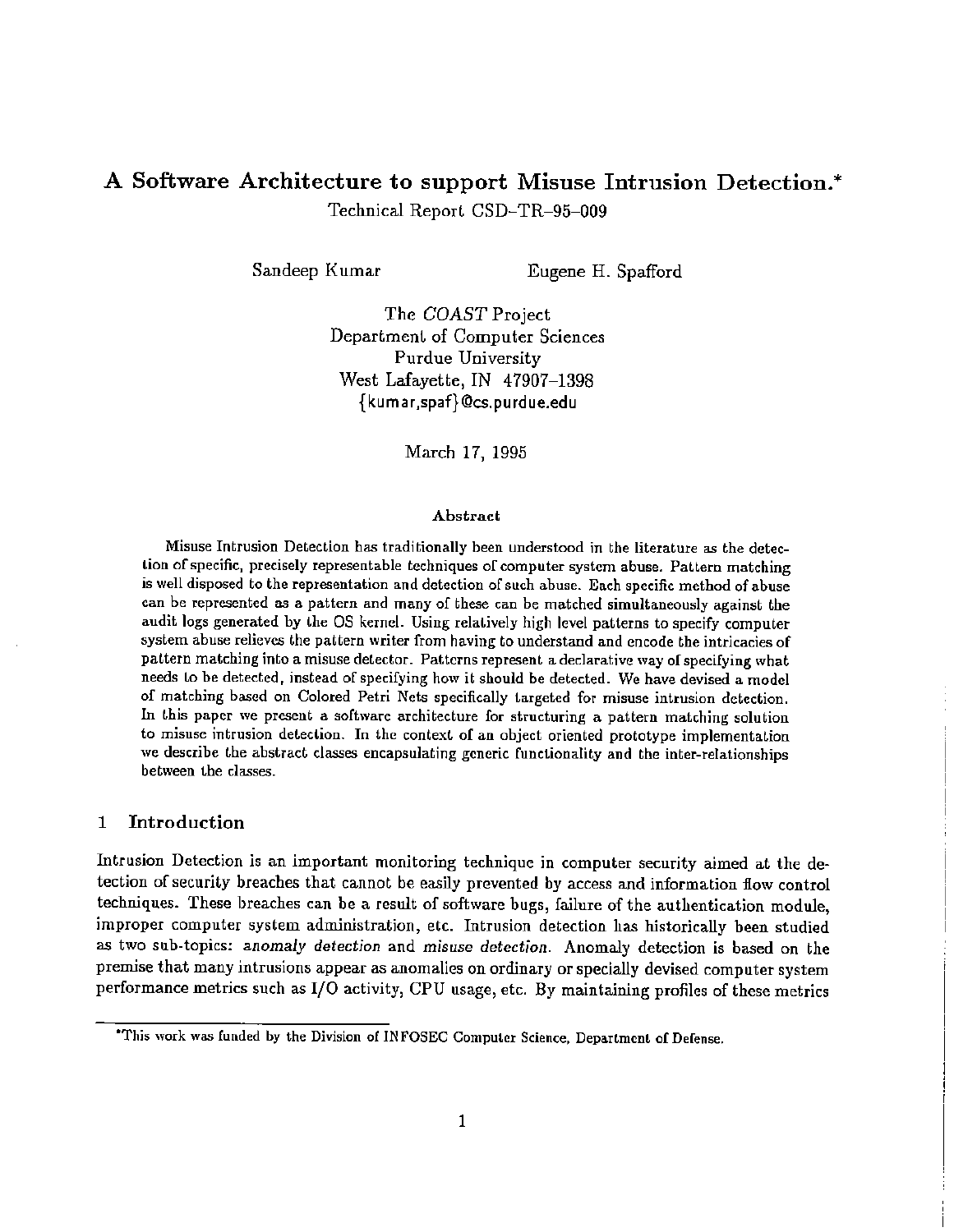# A Software Architecture to support Misuse Intrusion Detection.*

Technical Report CSD–TR–95–009

Sandeep Kumar    Eugene H. Spafford

The *COAST* Project
Department of Computer Sciences
Purdue University
West Lafayette, IN 47907–1398
{kumar,spaf}@cs.purdue.edu

March 17, 1995

### Abstract

Misuse Intrusion Detection has traditionally been understood in the literature as the detection of specific, precisely representable techniques of computer system abuse. Pattern matching is well disposed to the representation and detection of such abuse. Each specific method of abuse can be represented as a pattern and many of these can be matched simultaneously against the audit logs generated by the OS kernel. Using relatively high level patterns to specify computer system abuse relieves the pattern writer from having to understand and encode the intricacies of pattern matching into a misuse detector. Patterns represent a declarative way of specifying what needs to be detected, instead of specifying how it should be detected. We have devised a model of matching based on Colored Petri Nets specifically targeted for misuse intrusion detection. In this paper we present a software architecture for structuring a pattern matching solution to misuse intrusion detection. In the context of an object oriented prototype implementation we describe the abstract classes encapsulating generic functionality and the inter-relationships between the classes.

## 1 Introduction

Intrusion Detection is an important monitoring technique in computer security aimed at the detection of security breaches that cannot be easily prevented by access and information flow control techniques. These breaches can be a result of software bugs, failure of the authentication module, improper computer system administration, etc. Intrusion detection has historically been studied as two sub-topics: *anomaly detection* and *misuse detection*. Anomaly detection is based on the premise that many intrusions appear as anomalies on ordinary or specially devised computer system performance metrics such as I/O activity, CPU usage, etc. By maintaining profiles of these metrics

*This work was funded by the Division of INFOSEC Computer Science, Department of Defense.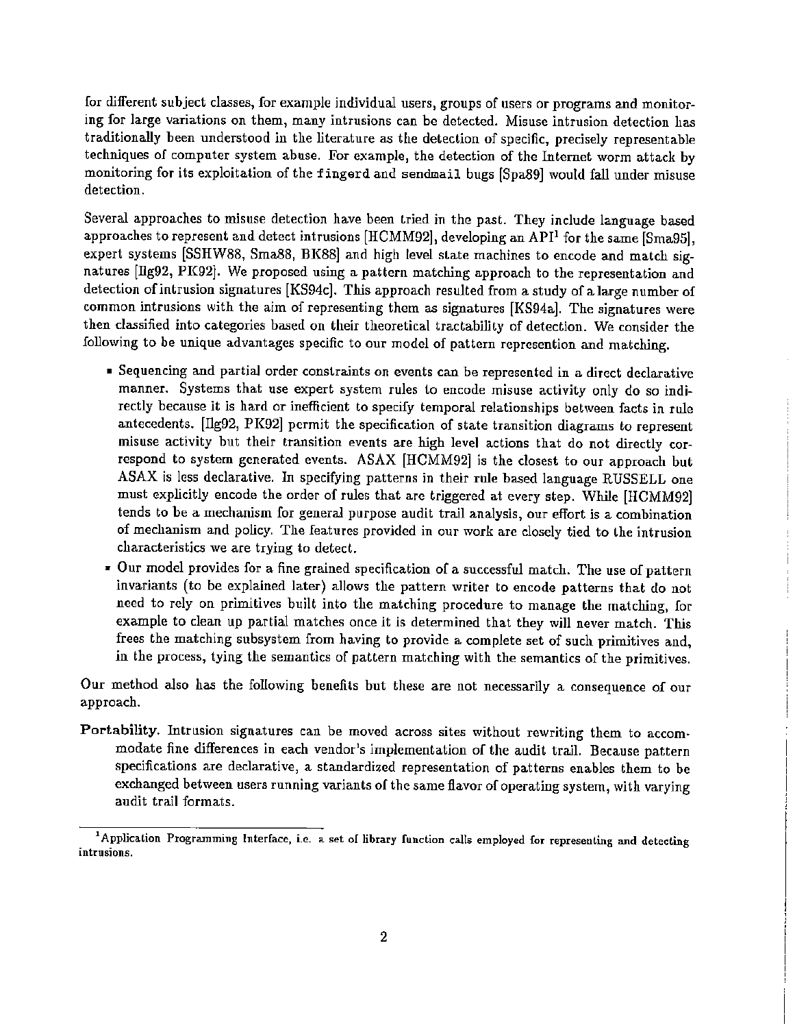for different subject classes, for example individual users, groups of users or programs and monitoring for large variations on them, many intrusions can be detected. Misuse intrusion detection has traditionally been understood in the literature as the detection of specific, precisely representable techniques of computer system abuse. For example, the detection of the Internet worm attack by monitoring for its exploitation of the `fingerd` and `sendmail` bugs [Spa89] would fall under misuse detection.

Several approaches to misuse detection have been tried in the past. They include language based approaches to represent and detect intrusions [HCMM92], developing an API[1] for the same [Sma95], expert systems [SSHW88, Sma88, BK88] and high level state machines to encode and match signatures [Ilg92, PK92]. We proposed using a pattern matching approach to the representation and detection of intrusion signatures [KS94c]. This approach resulted from a study of a large number of common intrusions with the aim of representing them as signatures [KS94a]. The signatures were then classified into categories based on their theoretical tractability of detection. We consider the following to be unique advantages specific to our model of pattern represention and matching.

- Sequencing and partial order constraints on events can be represented in a direct declarative manner. Systems that use expert system rules to encode misuse activity only do so indirectly because it is hard or inefficient to specify temporal relationships between facts in rule antecedents. [Ilg92, PK92] permit the specification of state transition diagrams to represent misuse activity but their transition events are high level actions that do not directly correspond to system generated events. ASAX [HCMM92] is the closest to our approach but ASAX is less declarative. In specifying patterns in their rule based language RUSSELL one must explicitly encode the order of rules that are triggered at every step. While [HCMM92] tends to be a mechanism for general purpose audit trail analysis, our effort is a combination of mechanism and policy. The features provided in our work are closely tied to the intrusion characteristics we are trying to detect.
- Our model provides for a fine grained specification of a successful match. The use of pattern invariants (to be explained later) allows the pattern writer to encode patterns that do not need to rely on primitives built into the matching procedure to manage the matching, for example to clean up partial matches once it is determined that they will never match. This frees the matching subsystem from having to provide a complete set of such primitives and, in the process, tying the semantics of pattern matching with the semantics of the primitives.

Our method also has the following benefits but these are not necessarily a consequence of our approach.

**Portability.** Intrusion signatures can be moved across sites without rewriting them to accommodate fine differences in each vendor's implementation of the audit trail. Because pattern specifications are declarative, a standardized representation of patterns enables them to be exchanged between users running variants of the same flavor of operating system, with varying audit trail formats.

---

[1] Application Programming Interface, i.e. a set of library function calls employed for representing and detecting intrusions.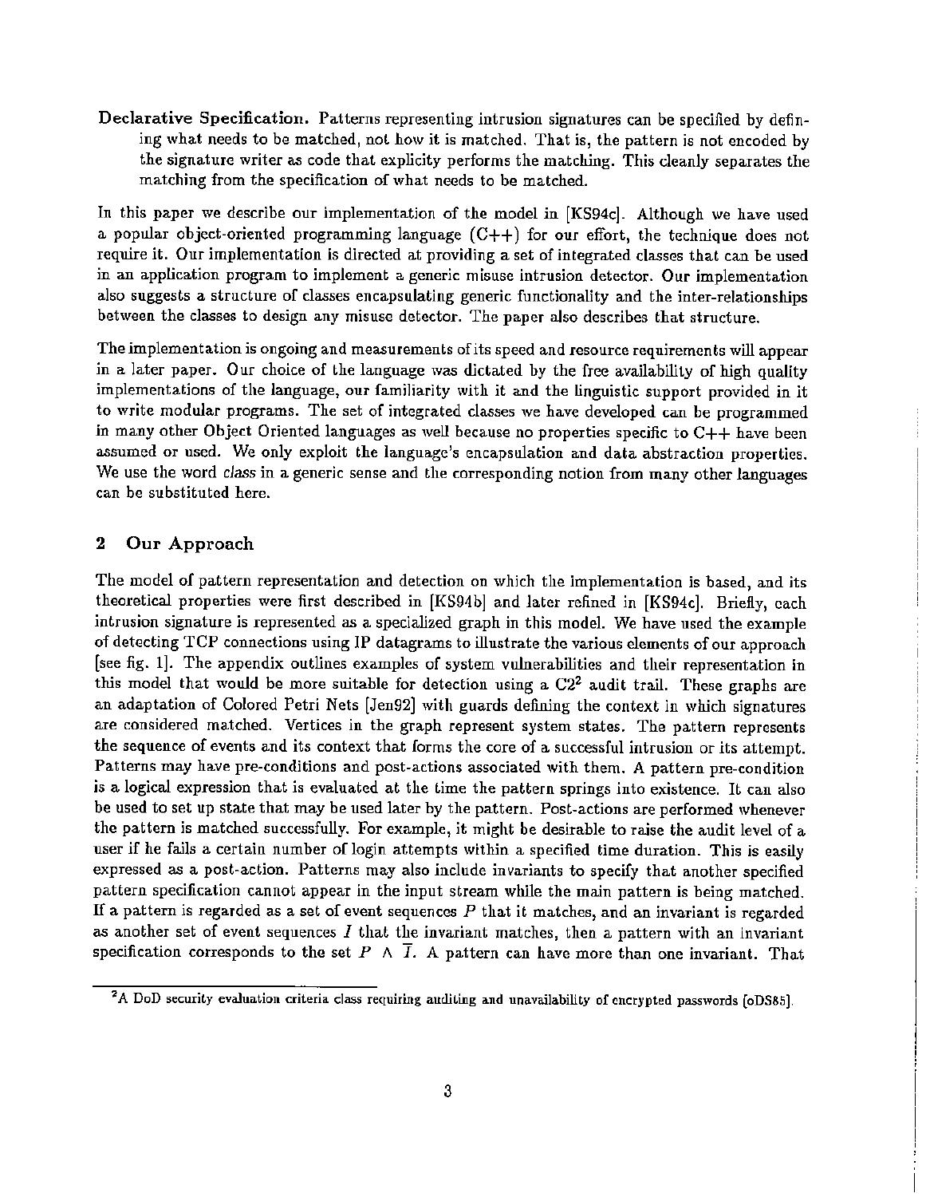**Declarative Specification.** Patterns representing intrusion signatures can be specified by defining what needs to be matched, not how it is matched. That is, the pattern is not encoded by the signature writer as code that explicity performs the matching. This cleanly separates the matching from the specification of what needs to be matched.

In this paper we describe our implementation of the model in [KS94c]. Although we have used a popular object-oriented programming language (C++) for our effort, the technique does not require it. Our implementation is directed at providing a set of integrated classes that can be used in an application program to implement a generic misuse intrusion detector. Our implementation also suggests a structure of classes encapsulating generic functionality and the inter-relationships between the classes to design any misuse detector. The paper also describes that structure.

The implementation is ongoing and measurements of its speed and resource requirements will appear in a later paper. Our choice of the language was dictated by the free availability of high quality implementations of the language, our familiarity with it and the linguistic support provided in it to write modular programs. The set of integrated classes we have developed can be programmed in many other Object Oriented languages as well because no properties specific to C++ have been assumed or used. We only exploit the language's encapsulation and data abstraction properties. We use the word *class* in a generic sense and the corresponding notion from many other languages can be substituted here.

## 2 Our Approach

The model of pattern representation and detection on which the implementation is based, and its theoretical properties were first described in [KS94b] and later refined in [KS94c]. Briefly, each intrusion signature is represented as a specialized graph in this model. We have used the example of detecting TCP connections using IP datagrams to illustrate the various elements of our approach [see fig. 1]. The appendix outlines examples of system vulnerabilities and their representation in this model that would be more suitable for detection using a C2[2] audit trail. These graphs are an adaptation of Colored Petri Nets [Jen92] with guards defining the context in which signatures are considered matched. Vertices in the graph represent system states. The pattern represents the sequence of events and its context that forms the core of a successful intrusion or its attempt. Patterns may have pre-conditions and post-actions associated with them. A pattern pre-condition is a logical expression that is evaluated at the time the pattern springs into existence. It can also be used to set up state that may be used later by the pattern. Post-actions are performed whenever the pattern is matched successfully. For example, it might be desirable to raise the audit level of a user if he fails a certain number of login attempts within a specified time duration. This is easily expressed as a post-action. Patterns may also include invariants to specify that another specified pattern specification cannot appear in the input stream while the main pattern is being matched. If a pattern is regarded as a set of event sequences $P$ that it matches, and an invariant is regarded as another set of event sequences $I$ that the invariant matches, then a pattern with an invariant specification corresponds to the set $P \wedge \overline{I}$. A pattern can have more than one invariant. That

[2] A DoD security evaluation criteria class requiring auditing and unavailability of encrypted passwords [oDS85].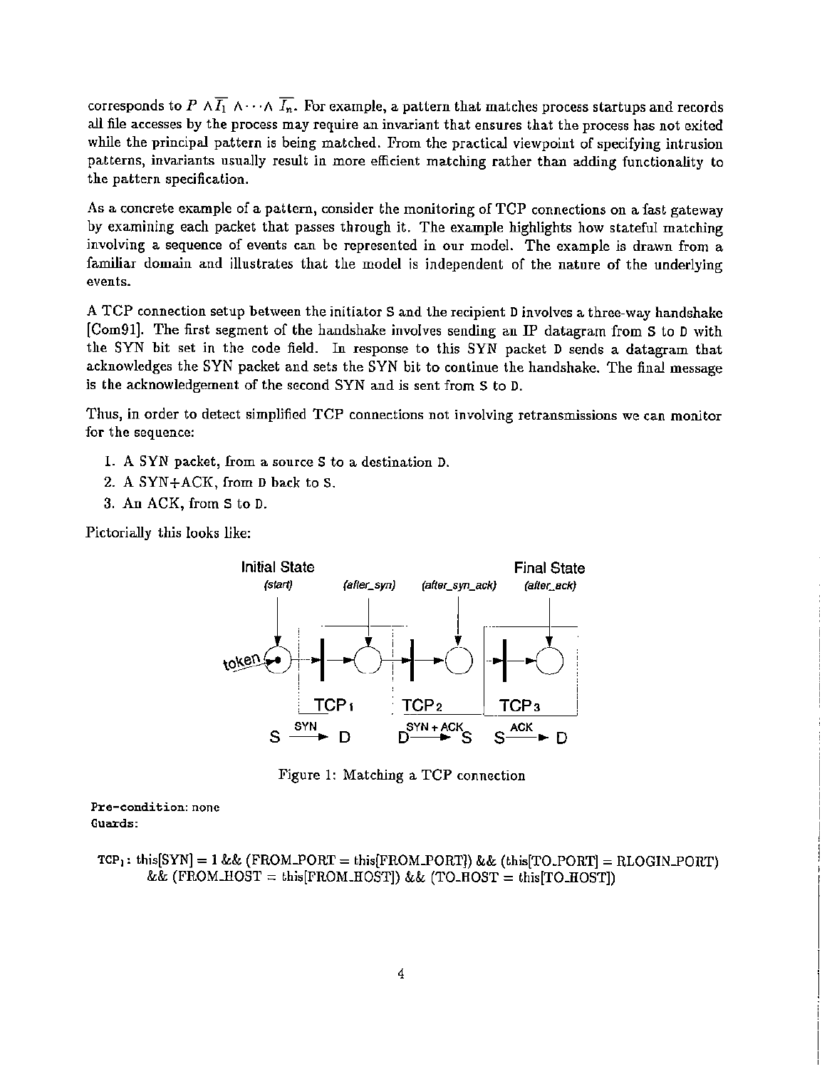corresponds to $P \wedge \overline{I_1} \wedge \cdots \wedge \overline{I_n}$. For example, a pattern that matches process startups and records all file accesses by the process may require an invariant that ensures that the process has not exited while the principal pattern is being matched. From the practical viewpoint of specifying intrusion patterns, invariants usually result in more efficient matching rather than adding functionality to the pattern specification.

As a concrete example of a pattern, consider the monitoring of TCP connections on a fast gateway by examining each packet that passes through it. The example highlights how stateful matching involving a sequence of events can be represented in our model. The example is drawn from a familiar domain and illustrates that the model is independent of the nature of the underlying events.

A TCP connection setup between the initiator S and the recipient D involves a three-way handshake [Com91]. The first segment of the handshake involves sending an IP datagram from S to D with the SYN bit set in the code field. In response to this SYN packet D sends a datagram that acknowledges the SYN packet and sets the SYN bit to continue the handshake. The final message is the acknowledgement of the second SYN and is sent from S to D.

Thus, in order to detect simplified TCP connections not involving retransmissions we can monitor for the sequence:

1. A SYN packet, from a source S to a destination D.
2. A SYN+ACK, from D back to S.
3. An ACK, from S to D.

Pictorially this looks like:

Figure 1: Matching a TCP connection

**Pre-condition:** none
**Guards:**

$\text{TCP}_1$: this[SYN] = 1 && (FROM_PORT = this[FROM_PORT]) && (this[TO_PORT] = RLOGIN_PORT) && (FROM_HOST = this[FROM_HOST]) && (TO_HOST = this[TO_HOST])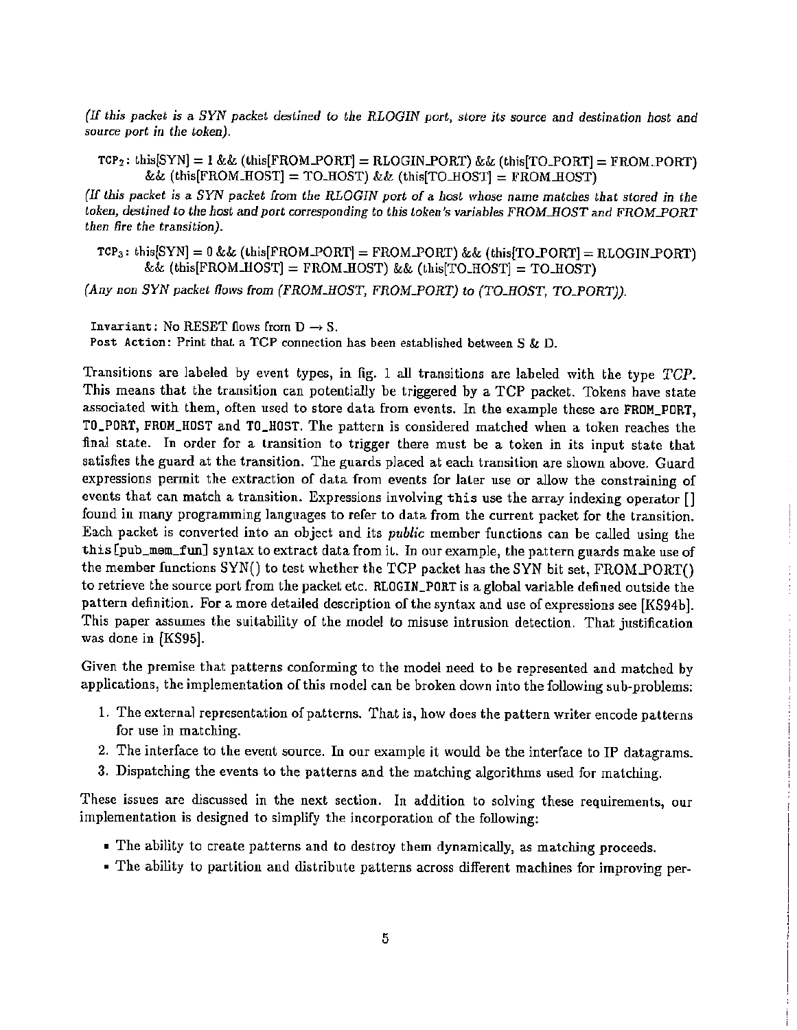*(If this packet is a SYN packet destined to the RLOGIN port, store its source and destination host and source port in the token).*

$\text{TCP}_2$: this[SYN] = 1 && (this[FROM_PORT] = RLOGIN_PORT) && (this[TO_PORT] = FROM_PORT) && (this[FROM_HOST] = TO_HOST) && (this[TO_HOST] = FROM_HOST)

*(If this packet is a SYN packet from the RLOGIN port of a host whose name matches that stored in the token, destined to the host and port corresponding to this token's variables FROM_HOST and FROM_PORT then fire the transition).*

$\text{TCP}_3$: this[SYN] = 0 && (this[FROM_PORT] = FROM_PORT) && (this[TO_PORT] = RLOGIN_PORT) && (this[FROM_HOST] = FROM_HOST) && (this[TO_HOST] = TO_HOST)

*(Any non SYN packet flows from (FROM_HOST, FROM_PORT) to (TO_HOST, TO_PORT)).*

`Invariant`: No RESET flows from D → S.
`Post Action`: Print that a TCP connection has been established between S & D.

Transitions are labeled by event types, in fig. 1 all transitions are labeled with the type *TCP*. This means that the transition can potentially be triggered by a TCP packet. Tokens have state associated with them, often used to store data from events. In the example these are `FROM_PORT`, `TO_PORT`, `FROM_HOST` and `TO_HOST`. The pattern is considered matched when a token reaches the final state. In order for a transition to trigger there must be a token in its input state that satisfies the guard at the transition. The guards placed at each transition are shown above. Guard expressions permit the extraction of data from events for later use or allow the constraining of events that can match a transition. Expressions involving `this` use the array indexing operator [] found in many programming languages to refer to data from the current packet for the transition. Each packet is converted into an object and its *public* member functions can be called using the `this[pub_mem_fun]` syntax to extract data from it. In our example, the pattern guards make use of the member functions SYN() to test whether the TCP packet has the SYN bit set, FROM_PORT() to retrieve the source port from the packet etc. `RLOGIN_PORT` is a global variable defined outside the pattern definition. For a more detailed description of the syntax and use of expressions see [KS94b]. This paper assumes the suitability of the model to misuse intrusion detection. That justification was done in [KS95].

Given the premise that patterns conforming to the model need to be represented and matched by applications, the implementation of this model can be broken down into the following sub-problems:

1. The external representation of patterns. That is, how does the pattern writer encode patterns for use in matching.
2. The interface to the event source. In our example it would be the interface to IP datagrams.
3. Dispatching the events to the patterns and the matching algorithms used for matching.

These issues are discussed in the next section. In addition to solving these requirements, our implementation is designed to simplify the incorporation of the following:

- The ability to create patterns and to destroy them dynamically, as matching proceeds.
- The ability to partition and distribute patterns across different machines for improving per-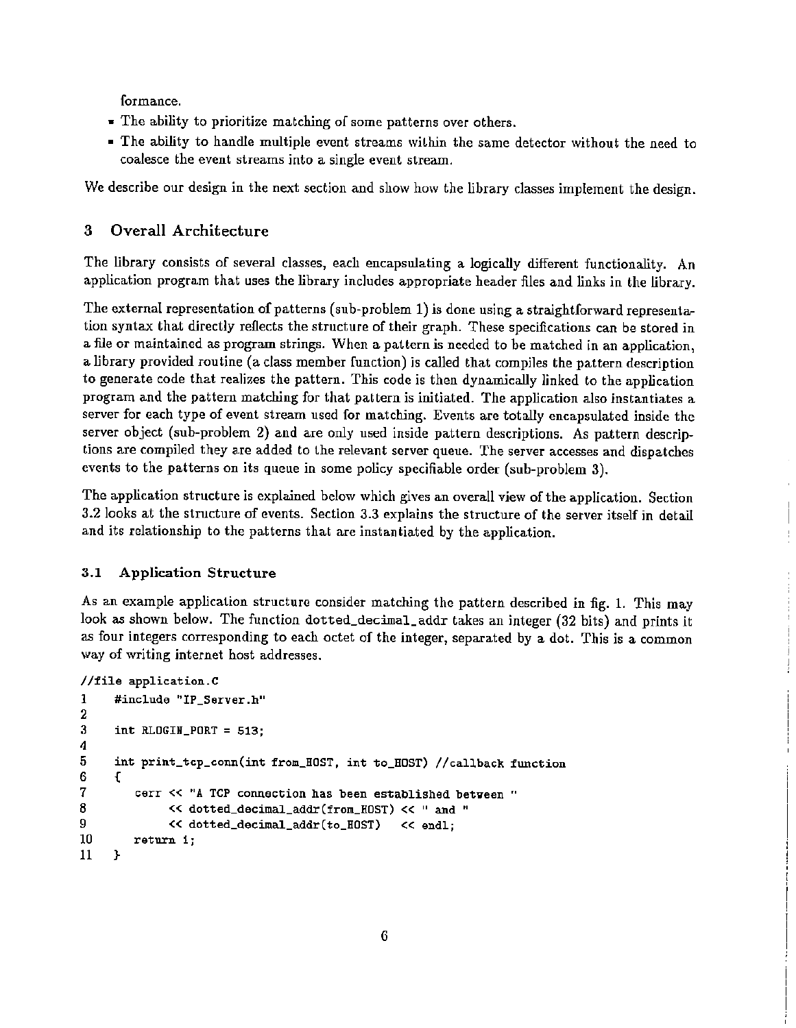formance.

- The ability to prioritize matching of some patterns over others.
- The ability to handle multiple event streams within the same detector without the need to coalesce the event streams into a single event stream.

We describe our design in the next section and show how the library classes implement the design.

## 3 Overall Architecture

The library consists of several classes, each encapsulating a logically different functionality. An application program that uses the library includes appropriate header files and links in the library.

The external representation of patterns (sub-problem 1) is done using a straightforward representation syntax that directly reflects the structure of their graph. These specifications can be stored in a file or maintained as program strings. When a pattern is needed to be matched in an application, a library provided routine (a class member function) is called that compiles the pattern description to generate code that realizes the pattern. This code is then dynamically linked to the application program and the pattern matching for that pattern is initiated. The application also instantiates a server for each type of event stream used for matching. Events are totally encapsulated inside the server object (sub-problem 2) and are only used inside pattern descriptions. As pattern descriptions are compiled they are added to the relevant server queue. The server accesses and dispatches events to the patterns on its queue in some policy specifiable order (sub-problem 3).

The application structure is explained below which gives an overall view of the application. Section 3.2 looks at the structure of events. Section 3.3 explains the structure of the server itself in detail and its relationship to the patterns that are instantiated by the application.

### 3.1 Application Structure

As an example application structure consider matching the pattern described in fig. 1. This may look as shown below. The function `dotted_decimal_addr` takes an integer (32 bits) and prints it as four integers corresponding to each octet of the integer, separated by a dot. This is a common way of writing internet host addresses.

```
//file application.C
1    #include "IP_Server.h"
2
3    int RLOGIN_PORT = 513;
4
5    int print_tcp_conn(int from_HOST, int to_HOST) //callback function
6    {
7       cerr << "A TCP connection has been established between "
8            << dotted_decimal_addr(from_HOST) << " and "
9            << dotted_decimal_addr(to_HOST)   << endl;
10      return 1;
11   }
```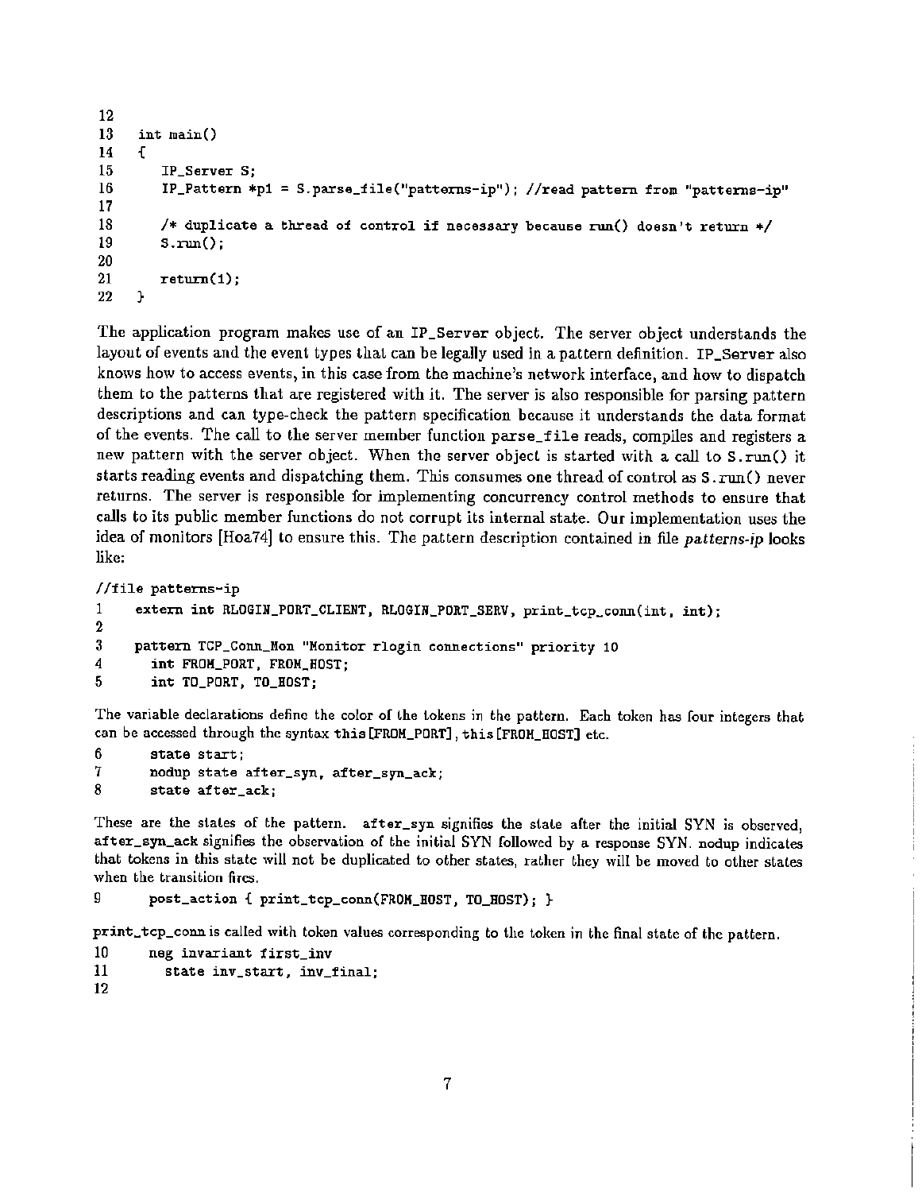```
12
13   int main()
14   {
15      IP_Server S;
16      IP_Pattern *p1 = S.parse_file("patterns-ip"); //read pattern from "patterns-ip"
17
18      /* duplicate a thread of control if necessary because run() doesn't return */
19      S.run();
20
21      return(1);
22   }
```

The application program makes use of an `IP_Server` object. The server object understands the layout of events and the event types that can be legally used in a pattern definition. `IP_Server` also knows how to access events, in this case from the machine's network interface, and how to dispatch them to the patterns that are registered with it. The server is also responsible for parsing pattern descriptions and can type-check the pattern specification because it understands the data format of the events. The call to the server member function `parse_file` reads, compiles and registers a new pattern with the server object. When the server object is started with a call to `S.run()` it starts reading events and dispatching them. This consumes one thread of control as `S.run()` never returns. The server is responsible for implementing concurrency control methods to ensure that calls to its public member functions do not corrupt its internal state. Our implementation uses the idea of monitors [Hoa74] to ensure this. The pattern description contained in file *patterns-ip* looks like:

```
//file patterns-ip
1     extern int RLOGIN_PORT_CLIENT, RLOGIN_PORT_SERV, print_tcp_conn(int, int);
2
3     pattern TCP_Conn_Mon "Monitor rlogin connections" priority 10
4       int FROM_PORT, FROM_HOST;
5       int TO_PORT, TO_HOST;
```

The variable declarations define the color of the tokens in the pattern. Each token has four integers that can be accessed through the syntax `this[FROM_PORT]`, `this[FROM_HOST]` etc.

```
6       state start;
7       nodup state after_syn, after_syn_ack;
8       state after_ack;
```

These are the states of the pattern. `after_syn` signifies the state after the initial SYN is observed, `after_syn_ack` signifies the observation of the initial SYN followed by a response SYN. `nodup` indicates that tokens in this state will not be duplicated to other states, rather they will be moved to other states when the transition fires.

```
9       post_action { print_tcp_conn(FROM_HOST, TO_HOST); }
```

`print_tcp_conn` is called with token values corresponding to the token in the final state of the pattern.

```
10      neg invariant first_inv
11        state inv_start, inv_final;
12
```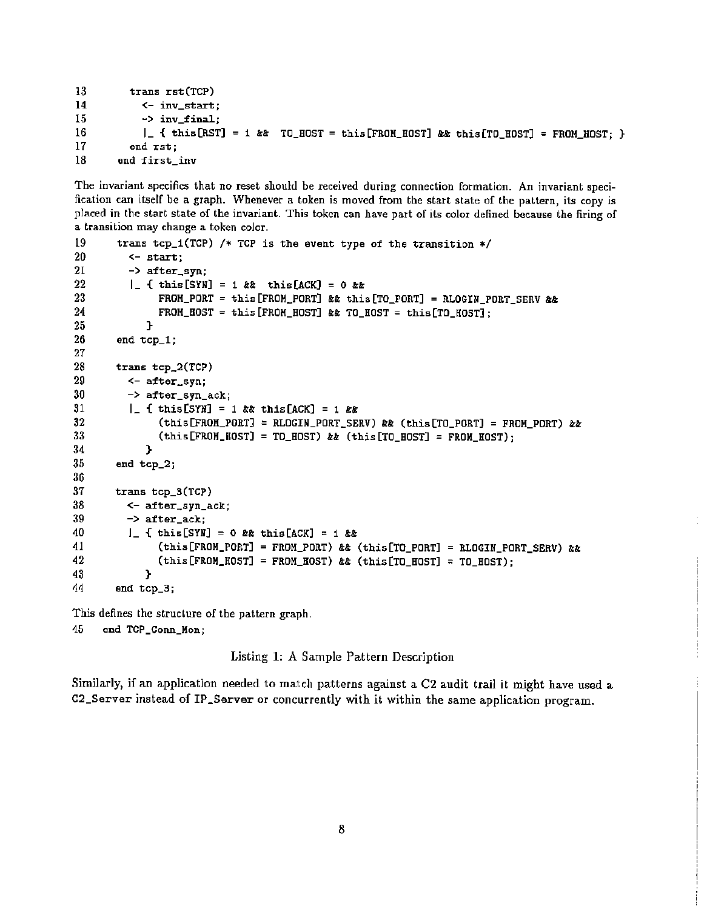```
13        trans rst(TCP)
14          <- inv_start;
15          -> inv_final;
16          |_ { this[RST] = 1 &&  TO_HOST = this[FROM_HOST] && this[TO_HOST] = FROM_HOST; }
17        end rst;
18      end first_inv
```

The invariant specifies that no reset should be received during connection formation. An invariant specification can itself be a graph. Whenever a token is moved from the start state of the pattern, its copy is placed in the start state of the invariant. This token can have part of its color defined because the firing of a transition may change a token color.

```
19      trans tcp_1(TCP) /* TCP is the event type of the transition */
20        <- start;
21        -> after_syn;
22        |_ { this[SYN] = 1 &&  this[ACK] = 0 &&
23             FROM_PORT = this[FROM_PORT] && this[TO_PORT] = RLOGIN_PORT_SERV &&
24             FROM_HOST = this[FROM_HOST] && TO_HOST = this[TO_HOST];
25           }
26      end tcp_1;
27
28      trans tcp_2(TCP)
29        <- after_syn;
30        -> after_syn_ack;
31        |_ { this[SYN] = 1 && this[ACK] = 1 &&
32             (this[FROM_PORT] = RLOGIN_PORT_SERV) && (this[TO_PORT] = FROM_PORT) &&
33             (this[FROM_HOST] = TO_HOST) && (this[TO_HOST] = FROM_HOST);
34           }
35      end tcp_2;
36
37      trans tcp_3(TCP)
38        <- after_syn_ack;
39        -> after_ack;
40        |_ { this[SYN] = 0 && this[ACK] = 1 &&
41             (this[FROM_PORT] = FROM_PORT) && (this[TO_PORT] = RLOGIN_PORT_SERV) &&
42             (this[FROM_HOST] = FROM_HOST) && (this[TO_HOST] = TO_HOST);
43           }
44      end tcp_3;
```

This defines the structure of the pattern graph.

```
45    end TCP_Conn_Mon;
```

Listing 1: A Sample Pattern Description

Similarly, if an application needed to match patterns against a C2 audit trail it might have used a `C2_Server` instead of `IP_Server` or concurrently with it within the same application program.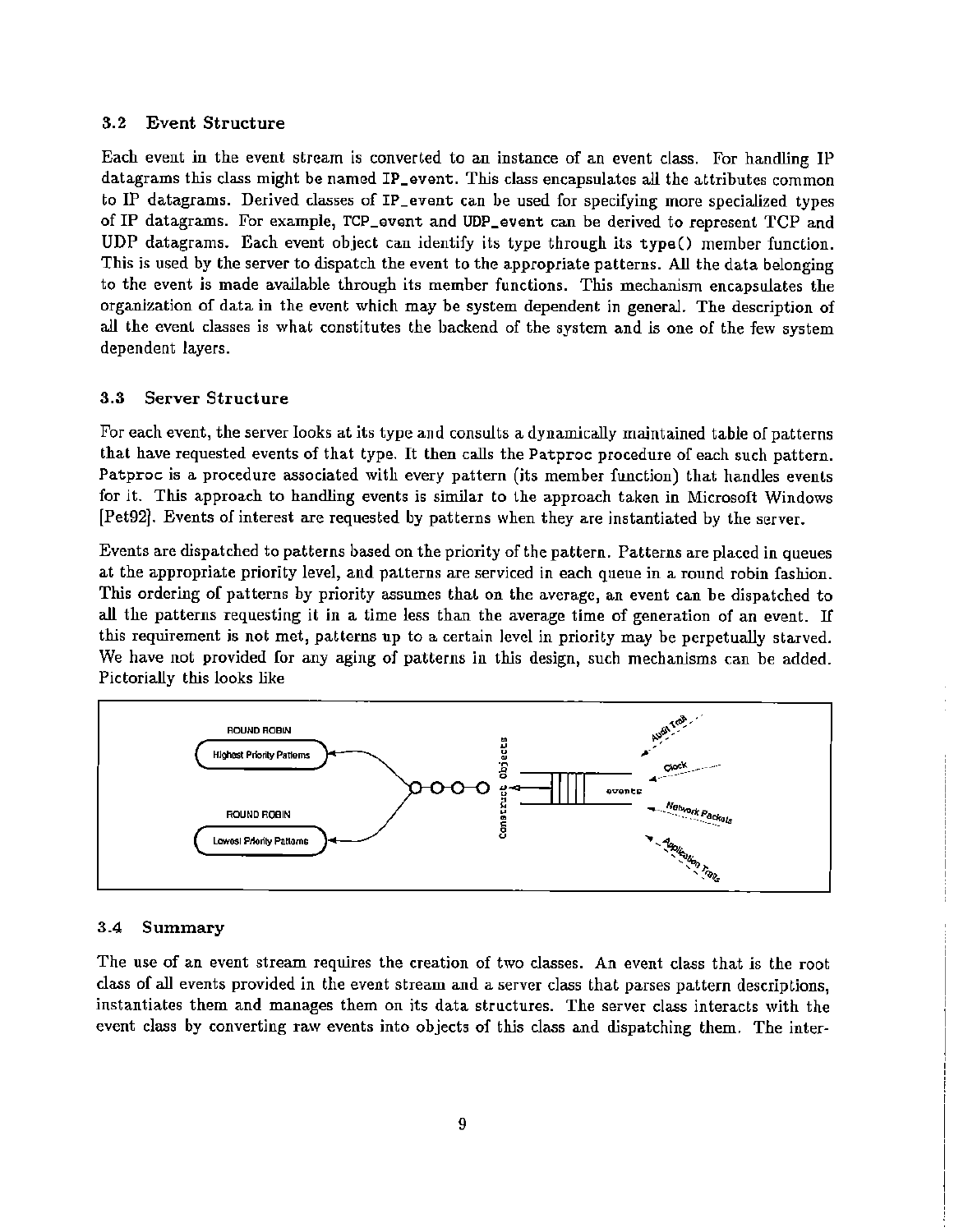### 3.2 Event Structure

Each event in the event stream is converted to an instance of an event class. For handling IP datagrams this class might be named `IP_event`. This class encapsulates all the attributes common to IP datagrams. Derived classes of `IP_event` can be used for specifying more specialized types of IP datagrams. For example, `TCP_event` and `UDP_event` can be derived to represent TCP and UDP datagrams. Each event object can identify its type through its `type()` member function. This is used by the server to dispatch the event to the appropriate patterns. All the data belonging to the event is made available through its member functions. This mechanism encapsulates the organization of data in the event which may be system dependent in general. The description of all the event classes is what constitutes the backend of the system and is one of the few system dependent layers.

### 3.3 Server Structure

For each event, the server looks at its type and consults a dynamically maintained table of patterns that have requested events of that type. It then calls the `Patproc` procedure of each such pattern. `Patproc` is a procedure associated with every pattern (its member function) that handles events for it. This approach to handling events is similar to the approach taken in Microsoft Windows [Pet92]. Events of interest are requested by patterns when they are instantiated by the server.

Events are dispatched to patterns based on the priority of the pattern. Patterns are placed in queues at the appropriate priority level, and patterns are serviced in each queue in a round robin fashion. This ordering of patterns by priority assumes that on the average, an event can be dispatched to all the patterns requesting it in a time less than the average time of generation of an event. If this requirement is not met, patterns up to a certain level in priority may be perpetually starved. We have not provided for any aging of patterns in this design, such mechanisms can be added. Pictorially this looks like

ROUND ROBIN — Highest Priority Patterns; ROUND ROBIN — Lowest Priority Patterns; Construct Objects; events; Audit Trail; Clock; Network Packets; Application Trails

### 3.4 Summary

The use of an event stream requires the creation of two classes. An event class that is the root class of all events provided in the event stream and a server class that parses pattern descriptions, instantiates them and manages them on its data structures. The server class interacts with the event class by converting raw events into objects of this class and dispatching them. The inter-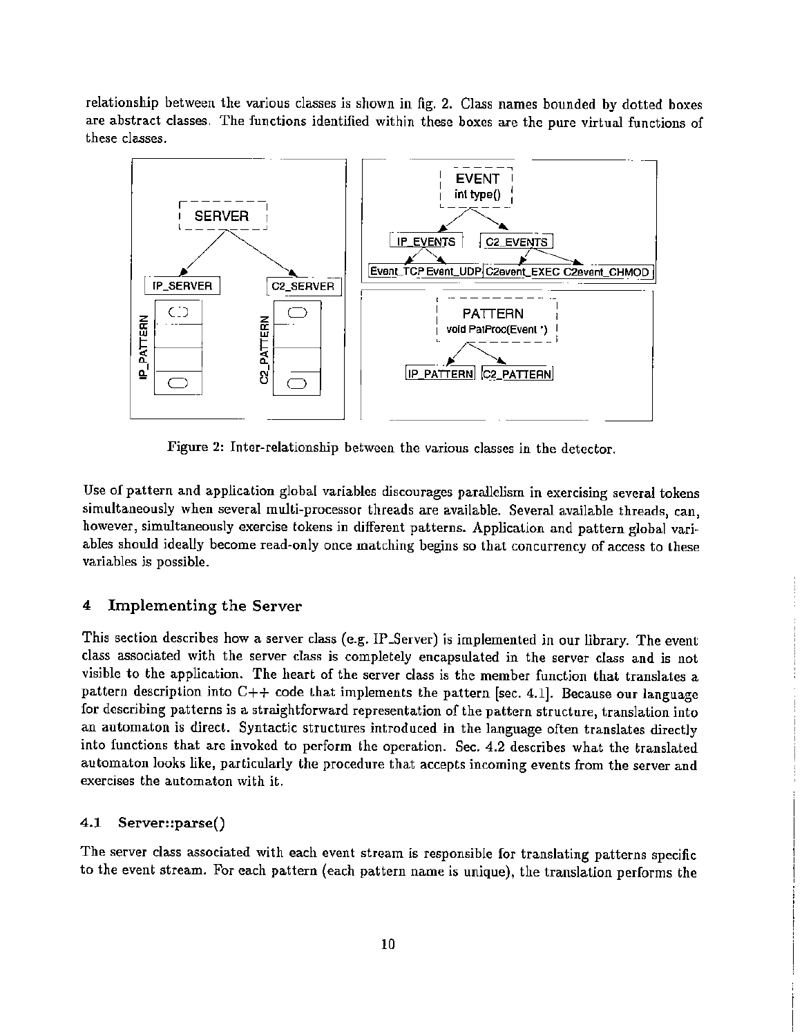relationship between the various classes is shown in fig. 2. Class names bounded by dotted boxes are abstract classes. The functions identified within these boxes are the pure virtual functions of these classes.

Figure 2: Inter-relationship between the various classes in the detector.

Use of pattern and application global variables discourages parallelism in exercising several tokens simultaneously when several multi-processor threads are available. Several available threads, can, however, simultaneously exercise tokens in different patterns. Application and pattern global variables should ideally become read-only once matching begins so that concurrency of access to these variables is possible.

## 4 Implementing the Server

This section describes how a server class (e.g. IP_Server) is implemented in our library. The event class associated with the server class is completely encapsulated in the server class and is not visible to the application. The heart of the server class is the member function that translates a pattern description into C++ code that implements the pattern [sec. 4.1]. Because our language for describing patterns is a straightforward representation of the pattern structure, translation into an automaton is direct. Syntactic structures introduced in the language often translates directly into functions that are invoked to perform the operation. Sec. 4.2 describes what the translated automaton looks like, particularly the procedure that accepts incoming events from the server and exercises the automaton with it.

### 4.1 Server::parse()

The server class associated with each event stream is responsible for translating patterns specific to the event stream. For each pattern (each pattern name is unique), the translation performs the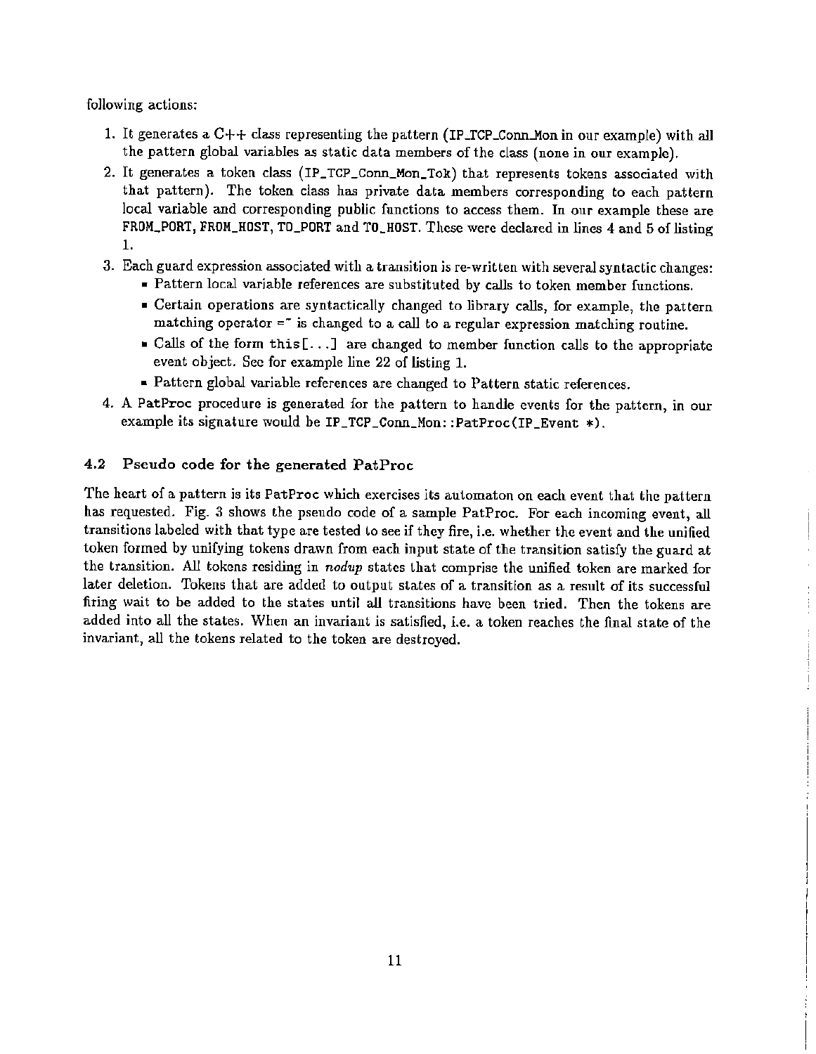following actions:

1. It generates a C++ class representing the pattern (IP_TCP_Conn_Mon in our example) with all the pattern global variables as static data members of the class (none in our example).
2. It generates a token class (IP_TCP_Conn_Mon_Tok) that represents tokens associated with that pattern). The token class has private data members corresponding to each pattern local variable and corresponding public functions to access them. In our example these are FROM_PORT, FROM_HOST, TO_PORT and TO_HOST. These were declared in lines 4 and 5 of listing 1.
3. Each guard expression associated with a transition is re-written with several syntactic changes:
   - Pattern local variable references are substituted by calls to token member functions.
   - Certain operations are syntactically changed to library calls, for example, the pattern matching operator =~ is changed to a call to a regular expression matching routine.
   - Calls of the form this[...] are changed to member function calls to the appropriate event object. See for example line 22 of listing 1.
   - Pattern global variable references are changed to Pattern static references.
4. A PatProc procedure is generated for the pattern to handle events for the pattern, in our example its signature would be IP_TCP_Conn_Mon::PatProc(IP_Event *).

### 4.2 Pseudo code for the generated PatProc

The heart of a pattern is its PatProc which exercises its automaton on each event that the pattern has requested. Fig. 3 shows the pseudo code of a sample PatProc. For each incoming event, all transitions labeled with that type are tested to see if they fire, i.e. whether the event and the unified token formed by unifying tokens drawn from each input state of the transition satisfy the guard at the transition. All tokens residing in *nodup* states that comprise the unified token are marked for later deletion. Tokens that are added to output states of a transition as a result of its successful firing wait to be added to the states until all transitions have been tried. Then the tokens are added into all the states. When an invariant is satisfied, i.e. a token reaches the final state of the invariant, all the tokens related to the token are destroyed.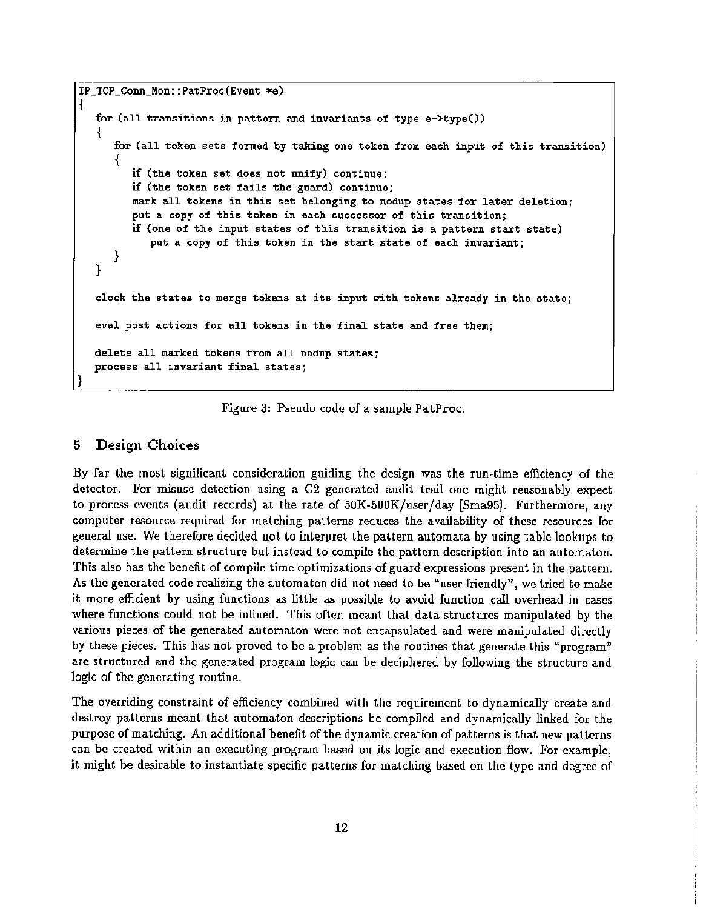```
IP_TCP_Conn_Mon::PatProc(Event *e)
{
   for (all transitions in pattern and invariants of type e->type())
   {
      for (all token sets formed by taking one token from each input of this transition)
      {
         if (the token set does not unify) continue;
         if (the token set fails the guard) continue;
         mark all tokens in this set belonging to nodup states for later deletion;
         put a copy of this token in each successor of this transition;
         if (one of the input states of this transition is a pattern start state)
            put a copy of this token in the start state of each invariant;
      }
   }

   clock the states to merge tokens at its input with tokens already in the state;

   eval post actions for all tokens in the final state and free them;

   delete all marked tokens from all nodup states;
   process all invariant final states;
}
```

Figure 3: Pseudo code of a sample PatProc.

## 5 Design Choices

By far the most significant consideration guiding the design was the run-time efficiency of the detector. For misuse detection using a C2 generated audit trail one might reasonably expect to process events (audit records) at the rate of 50K-500K/user/day [Sma95]. Furthermore, any computer resource required for matching patterns reduces the availability of these resources for general use. We therefore decided not to interpret the pattern automata by using table lookups to determine the pattern structure but instead to compile the pattern description into an automaton. This also has the benefit of compile time optimizations of guard expressions present in the pattern. As the generated code realizing the automaton did not need to be "user friendly", we tried to make it more efficient by using functions as little as possible to avoid function call overhead in cases where functions could not be inlined. This often meant that data structures manipulated by the various pieces of the generated automaton were not encapsulated and were manipulated directly by these pieces. This has not proved to be a problem as the routines that generate this "program" are structured and the generated program logic can be deciphered by following the structure and logic of the generating routine.

The overriding constraint of efficiency combined with the requirement to dynamically create and destroy patterns meant that automaton descriptions be compiled and dynamically linked for the purpose of matching. An additional benefit of the dynamic creation of patterns is that new patterns can be created within an executing program based on its logic and execution flow. For example, it might be desirable to instantiate specific patterns for matching based on the type and degree of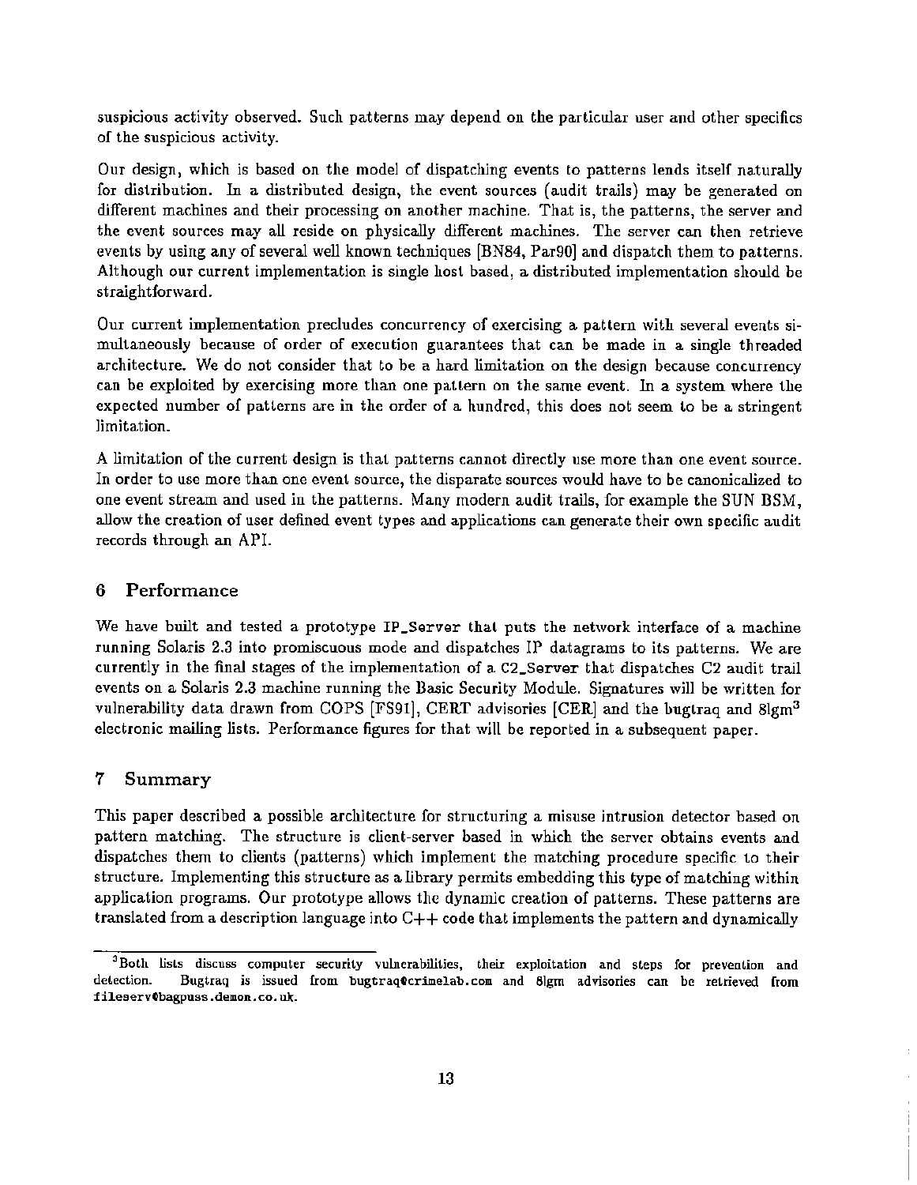suspicious activity observed. Such patterns may depend on the particular user and other specifics of the suspicious activity.

Our design, which is based on the model of dispatching events to patterns lends itself naturally for distribution. In a distributed design, the event sources (audit trails) may be generated on different machines and their processing on another machine. That is, the patterns, the server and the event sources may all reside on physically different machines. The server can then retrieve events by using any of several well known techniques [BN84, Par90] and dispatch them to patterns. Although our current implementation is single host based, a distributed implementation should be straightforward.

Our current implementation precludes concurrency of exercising a pattern with several events simultaneously because of order of execution guarantees that can be made in a single threaded architecture. We do not consider that to be a hard limitation on the design because concurrency can be exploited by exercising more than one pattern on the same event. In a system where the expected number of patterns are in the order of a hundred, this does not seem to be a stringent limitation.

A limitation of the current design is that patterns cannot directly use more than one event source. In order to use more than one event source, the disparate sources would have to be canonicalized to one event stream and used in the patterns. Many modern audit trails, for example the SUN BSM, allow the creation of user defined event types and applications can generate their own specific audit records through an API.

## 6 Performance

We have built and tested a prototype `IP_Server` that puts the network interface of a machine running Solaris 2.3 into promiscuous mode and dispatches IP datagrams to its patterns. We are currently in the final stages of the implementation of a `C2_Server` that dispatches C2 audit trail events on a Solaris 2.3 machine running the Basic Security Module. Signatures will be written for vulnerability data drawn from COPS [FS91], CERT advisories [CER] and the bugtraq and 8lgm[3] electronic mailing lists. Performance figures for that will be reported in a subsequent paper.

## 7 Summary

This paper described a possible architecture for structuring a misuse intrusion detector based on pattern matching. The structure is client-server based in which the server obtains events and dispatches them to clients (patterns) which implement the matching procedure specific to their structure. Implementing this structure as a library permits embedding this type of matching within application programs. Our prototype allows the dynamic creation of patterns. These patterns are translated from a description language into C++ code that implements the pattern and dynamically

[3] Both lists discuss computer security vulnerabilities, their exploitation and steps for prevention and detection. Bugtraq is issued from `bugtraq@crimelab.com` and 8lgm advisories can be retrieved from `fileserv@bagpuss.demon.co.uk`.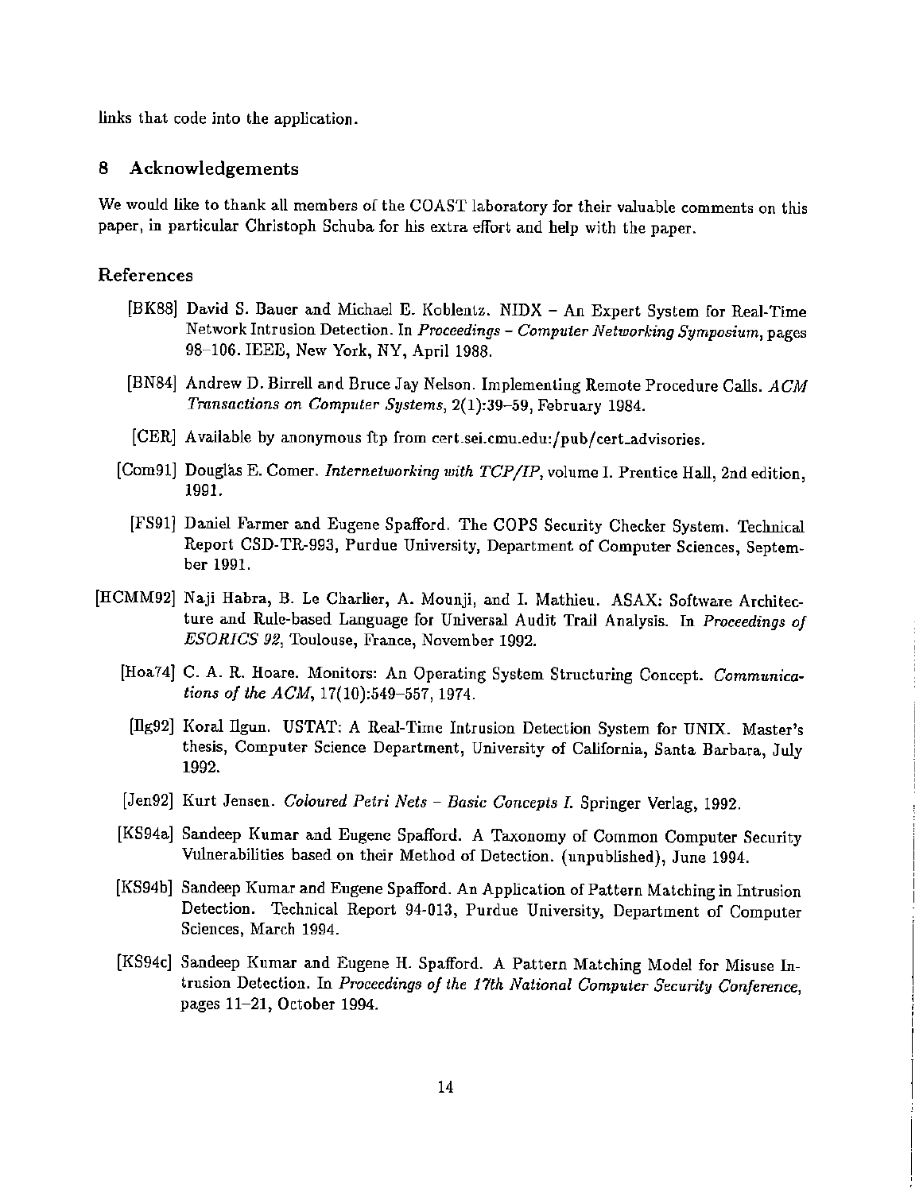links that code into the application.

## 8 Acknowledgements

We would like to thank all members of the COAST laboratory for their valuable comments on this paper, in particular Christoph Schuba for his extra effort and help with the paper.

## References

[BK88] David S. Bauer and Michael E. Koblentz. NIDX – An Expert System for Real-Time Network Intrusion Detection. In *Proceedings – Computer Networking Symposium*, pages 98–106. IEEE, New York, NY, April 1988.

[BN84] Andrew D. Birrell and Bruce Jay Nelson. Implementing Remote Procedure Calls. *ACM Transactions on Computer Systems*, 2(1):39–59, February 1984.

[CER] Available by anonymous ftp from cert.sei.cmu.edu:/pub/cert_advisories.

[Com91] Douglas E. Comer. *Internetworking with TCP/IP*, volume I. Prentice Hall, 2nd edition, 1991.

[FS91] Daniel Farmer and Eugene Spafford. The COPS Security Checker System. Technical Report CSD-TR-993, Purdue University, Department of Computer Sciences, September 1991.

[HCMM92] Naji Habra, B. Le Charlier, A. Mounji, and I. Mathieu. ASAX: Software Architecture and Rule-based Language for Universal Audit Trail Analysis. In *Proceedings of ESORICS 92*, Toulouse, France, November 1992.

[Hoa74] C. A. R. Hoare. Monitors: An Operating System Structuring Concept. *Communications of the ACM*, 17(10):549–557, 1974.

[Ilg92] Koral Ilgun. USTAT: A Real-Time Intrusion Detection System for UNIX. Master's thesis, Computer Science Department, University of California, Santa Barbara, July 1992.

[Jen92] Kurt Jensen. *Coloured Petri Nets – Basic Concepts I.* Springer Verlag, 1992.

[KS94a] Sandeep Kumar and Eugene Spafford. A Taxonomy of Common Computer Security Vulnerabilities based on their Method of Detection. (unpublished), June 1994.

[KS94b] Sandeep Kumar and Eugene Spafford. An Application of Pattern Matching in Intrusion Detection. Technical Report 94-013, Purdue University, Department of Computer Sciences, March 1994.

[KS94c] Sandeep Kumar and Eugene H. Spafford. A Pattern Matching Model for Misuse Intrusion Detection. In *Proceedings of the 17th National Computer Security Conference*, pages 11–21, October 1994.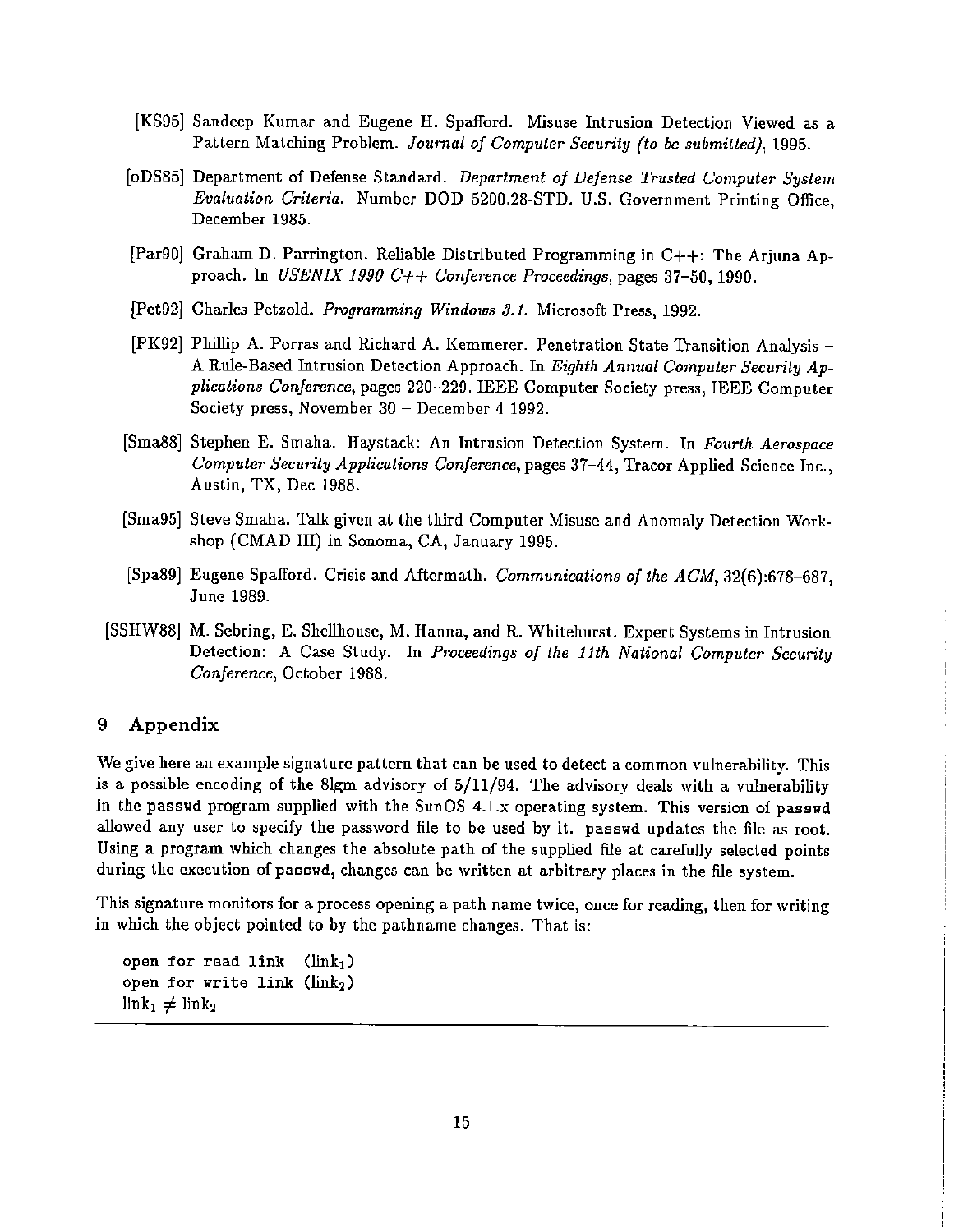[KS95] Sandeep Kumar and Eugene H. Spafford. Misuse Intrusion Detection Viewed as a Pattern Matching Problem. *Journal of Computer Security (to be submitted)*, 1995.

[oDS85] Department of Defense Standard. *Department of Defense Trusted Computer System Evaluation Criteria*. Number DOD 5200.28-STD. U.S. Government Printing Office, December 1985.

[Par90] Graham D. Parrington. Reliable Distributed Programming in C++: The Arjuna Approach. In *USENIX 1990 C++ Conference Proceedings*, pages 37–50, 1990.

[Pet92] Charles Petzold. *Programming Windows 3.1*. Microsoft Press, 1992.

[PK92] Phillip A. Porras and Richard A. Kemmerer. Penetration State Transition Analysis – A Rule-Based Intrusion Detection Approach. In *Eighth Annual Computer Security Applications Conference*, pages 220–229. IEEE Computer Society press, IEEE Computer Society press, November 30 – December 4 1992.

[Sma88] Stephen E. Smaha. Haystack: An Intrusion Detection System. In *Fourth Aerospace Computer Security Applications Conference*, pages 37–44, Tracor Applied Science Inc., Austin, TX, Dec 1988.

[Sma95] Steve Smaha. Talk given at the third Computer Misuse and Anomaly Detection Workshop (CMAD III) in Sonoma, CA, January 1995.

[Spa89] Eugene Spafford. Crisis and Aftermath. *Communications of the ACM*, 32(6):678–687, June 1989.

[SSHW88] M. Sebring, E. Shellhouse, M. Hanna, and R. Whitehurst. Expert Systems in Intrusion Detection: A Case Study. In *Proceedings of the 11th National Computer Security Conference*, October 1988.

## 9 Appendix

We give here an example signature pattern that can be used to detect a common vulnerability. This is a possible encoding of the 8lgm advisory of 5/11/94. The advisory deals with a vulnerability in the passwd program supplied with the SunOS 4.1.x operating system. This version of `passwd` allowed any user to specify the password file to be used by it. `passwd` updates the file as root. Using a program which changes the absolute path of the supplied file at carefully selected points during the execution of `passwd`, changes can be written at arbitrary places in the file system.

This signature monitors for a process opening a path name twice, once for reading, then for writing in which the object pointed to by the pathname changes. That is:

`open for read link` ($\text{link}_1$)
`open for write link` ($\text{link}_2$)
$\text{link}_1 \neq \text{link}_2$

---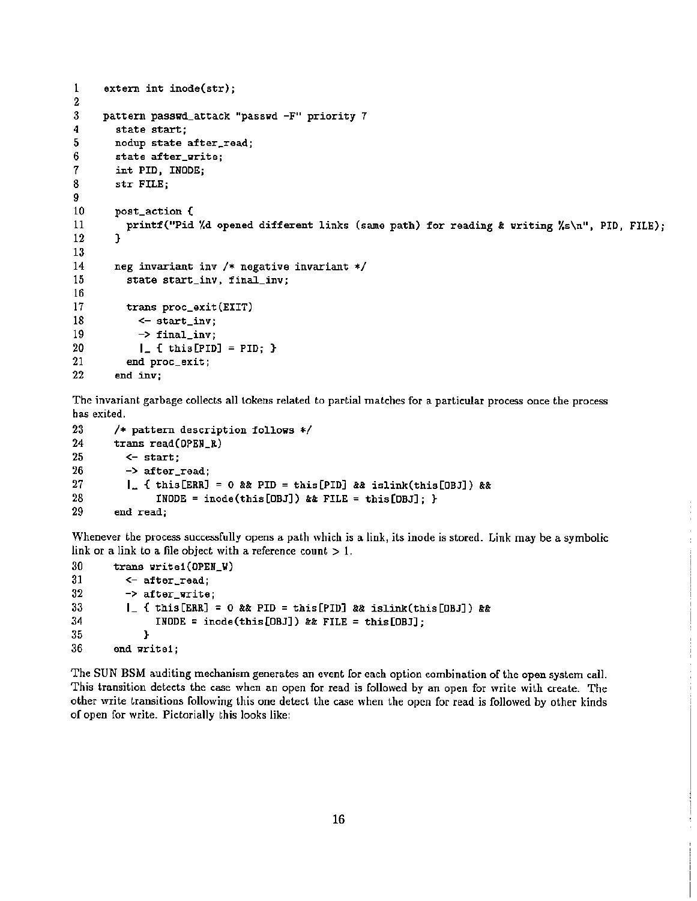```
1     extern int inode(str);
2
3     pattern passwd_attack "passwd -F" priority 7
4       state start;
5       nodup state after_read;
6       state after_write;
7       int PID, INODE;
8       str FILE;
9
10      post_action {
11        printf("Pid %d opened different links (same path) for reading & writing %s\n", PID, FILE);
12      }
13
14      neg invariant inv /* negative invariant */
15        state start_inv, final_inv;
16
17        trans proc_exit(EXIT)
18          <- start_inv;
19          -> final_inv;
20          |_ { this[PID] = PID; }
21        end proc_exit;
22      end inv;
```

The invariant garbage collects all tokens related to partial matches for a particular process once the process has exited.

```
23      /* pattern description follows */
24      trans read(OPEN_R)
25        <- start;
26        -> after_read;
27        |_ { this[ERR] = 0 && PID = this[PID] && islink(this[OBJ]) &&
28             INODE = inode(this[OBJ]) && FILE = this[OBJ]; }
29      end read;
```

Whenever the process successfully opens a path which is a link, its inode is stored. Link may be a symbolic link or a link to a file object with a reference count > 1.

```
30      trans write1(OPEN_W)
31        <- after_read;
32        -> after_write;
33        |_ { this[ERR] = 0 && PID = this[PID] && islink(this[OBJ]) &&
34             INODE = inode(this[OBJ]) && FILE = this[OBJ];
35           }
36      end write1;
```

The SUN BSM auditing mechanism generates an event for each option combination of the open system call. This transition detects the case when an open for read is followed by an open for write with create. The other write transitions following this one detect the case when the open for read is followed by other kinds of open for write. Pictorially this looks like: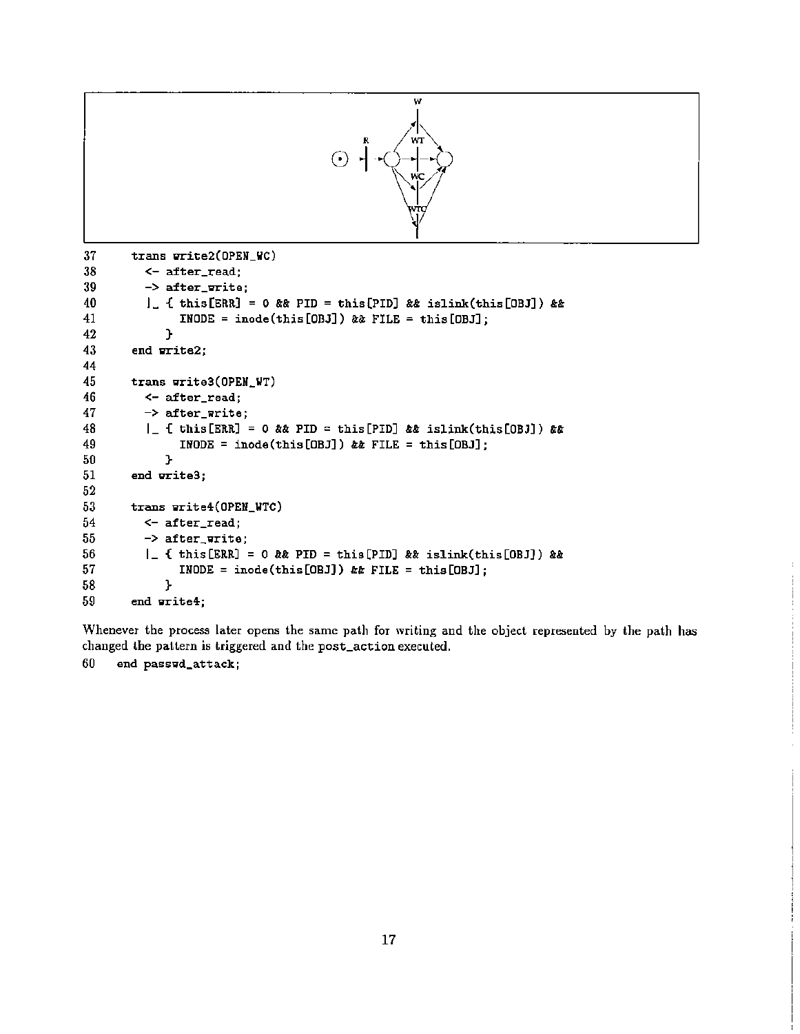W

R

WT

WC

WTC

```
37      trans write2(OPEN_WC)
38        <- after_read;
39        -> after_write;
40        |_ { this[ERR] = 0 && PID = this[PID] && islink(this[OBJ]) &&
41             INODE = inode(this[OBJ]) && FILE = this[OBJ];
42           }
43      end write2;
44
45      trans write3(OPEN_WT)
46        <- after_read;
47        -> after_write;
48        |_ { this[ERR] = 0 && PID = this[PID] && islink(this[OBJ]) &&
49             INODE = inode(this[OBJ]) && FILE = this[OBJ];
50           }
51      end write3;
52
53      trans write4(OPEN_WTC)
54        <- after_read;
55        -> after_write;
56        |_ { this[ERR] = 0 && PID = this[PID] && islink(this[OBJ]) &&
57             INODE = inode(this[OBJ]) && FILE = this[OBJ];
58           }
59      end write4;
```

Whenever the process later opens the same path for writing and the object represented by the path has changed the pattern is triggered and the post_action executed.

```
60    end passwd_attack;
```